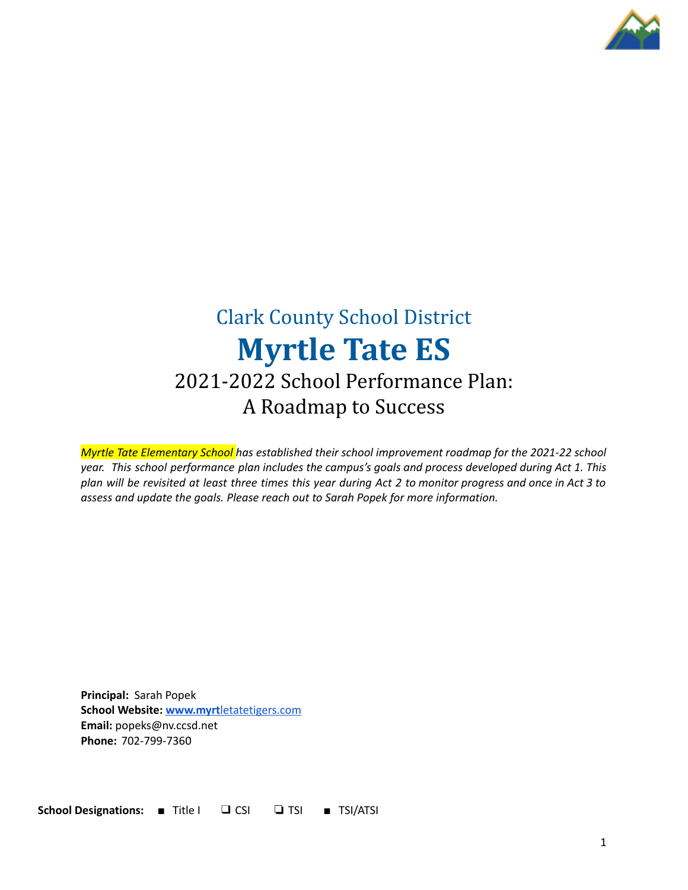Clark County School District

# Myrtle Tate ES

## 2021-2022 School Performance Plan: A Roadmap to Success

*Myrtle Tate Elementary School has established their school improvement roadmap for the 2021-22 school year. This school performance plan includes the campus's goals and process developed during Act 1. This plan will be revisited at least three times this year during Act 2 to monitor progress and once in Act 3 to assess and update the goals. Please reach out to Sarah Popek for more information.*

**Principal:** Sarah Popek
**School Website:** www.myrtletatetigers.com
**Email:** popeks@nv.ccsd.net
**Phone:** 702-799-7360

**School Designations:** ■ Title I ❏ CSI ❏ TSI ■ TSI/ATSI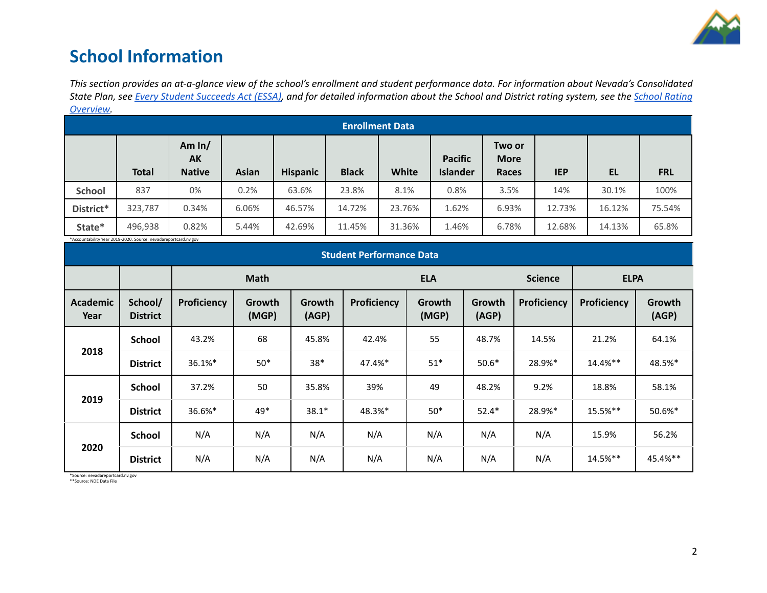# School Information

*This section provides an at-a-glance view of the school's enrollment and student performance data. For information about Nevada's Consolidated State Plan, see [Every Student Succeeds Act (ESSA)](), and for detailed information about the School and District rating system, see the [School Rating Overview]().*

| Enrollment Data | | | | | | | | | | | |
|---|---|---|---|---|---|---|---|---|---|---|---|
| | Total | Am In/ AK Native | Asian | Hispanic | Black | White | Pacific Islander | Two or More Races | IEP | EL | FRL |
| School | 837 | 0% | 0.2% | 63.6% | 23.8% | 8.1% | 0.8% | 3.5% | 14% | 30.1% | 100% |
| District* | 323,787 | 0.34% | 6.06% | 46.57% | 14.72% | 23.76% | 1.62% | 6.93% | 12.73% | 16.12% | 75.54% |
| State* | 496,938 | 0.82% | 5.44% | 42.69% | 11.45% | 31.36% | 1.46% | 6.78% | 12.68% | 14.13% | 65.8% |

*Accountability Year 2019-2020. Source: nevadareportcard.nv.gov

| Student Performance Data | | | | | | | | | | |
|---|---|---|---|---|---|---|---|---|---|---|
| | | Math | | | ELA | | | Science | ELPA | |
| Academic Year | School/ District | Proficiency | Growth (MGP) | Growth (AGP) | Proficiency | Growth (MGP) | Growth (AGP) | Proficiency | Proficiency | Growth (AGP) |
| 2018 | School | 43.2% | 68 | 45.8% | 42.4% | 55 | 48.7% | 14.5% | 21.2% | 64.1% |
| | District | 36.1%* | 50* | 38* | 47.4%* | 51* | 50.6* | 28.9%* | 14.4%** | 48.5%* |
| 2019 | School | 37.2% | 50 | 35.8% | 39% | 49 | 48.2% | 9.2% | 18.8% | 58.1% |
| | District | 36.6%* | 49* | 38.1* | 48.3%* | 50* | 52.4* | 28.9%* | 15.5%** | 50.6%* |
| 2020 | School | N/A | N/A | N/A | N/A | N/A | N/A | N/A | 15.9% | 56.2% |
| | District | N/A | N/A | N/A | N/A | N/A | N/A | N/A | 14.5%** | 45.4%** |

*Source: nevadareportcard.nv.gov
**Source: NDE Data File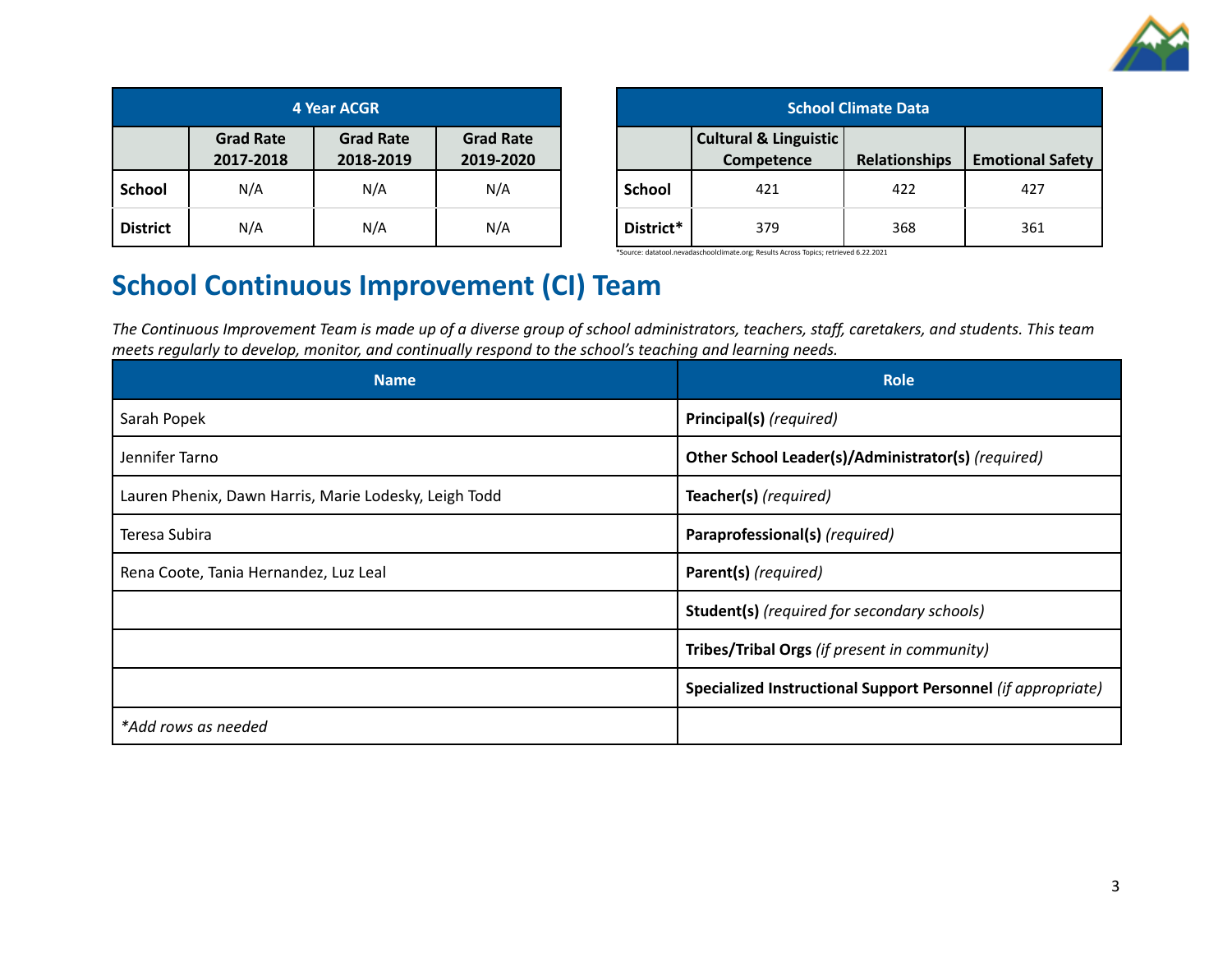| 4 Year ACGR | | | |
|---|---|---|---|
| | Grad Rate 2017-2018 | Grad Rate 2018-2019 | Grad Rate 2019-2020 |
| **School** | N/A | N/A | N/A |
| **District** | N/A | N/A | N/A |

| School Climate Data | | | |
|---|---|---|---|
| | Cultural & Linguistic Competence | Relationships | Emotional Safety |
| **School** | 421 | 422 | 427 |
| **District*** | 379 | 368 | 361 |

*Source: datatool.nevadaschoolclimate.org; Results Across Topics; retrieved 6.22.2021

## School Continuous Improvement (CI) Team

*The Continuous Improvement Team is made up of a diverse group of school administrators, teachers, staff, caretakers, and students. This team meets regularly to develop, monitor, and continually respond to the school's teaching and learning needs.*

| Name | Role |
|---|---|
| Sarah Popek | **Principal(s)** *(required)* |
| Jennifer Tarno | **Other School Leader(s)/Administrator(s)** *(required)* |
| Lauren Phenix, Dawn Harris, Marie Lodesky, Leigh Todd | **Teacher(s)** *(required)* |
| Teresa Subira | **Paraprofessional(s)** *(required)* |
| Rena Coote, Tania Hernandez, Luz Leal | **Parent(s)** *(required)* |
| | **Student(s)** *(required for secondary schools)* |
| | **Tribes/Tribal Orgs** *(if present in community)* |
| | **Specialized Instructional Support Personnel** *(if appropriate)* |
| *\*Add rows as needed* | |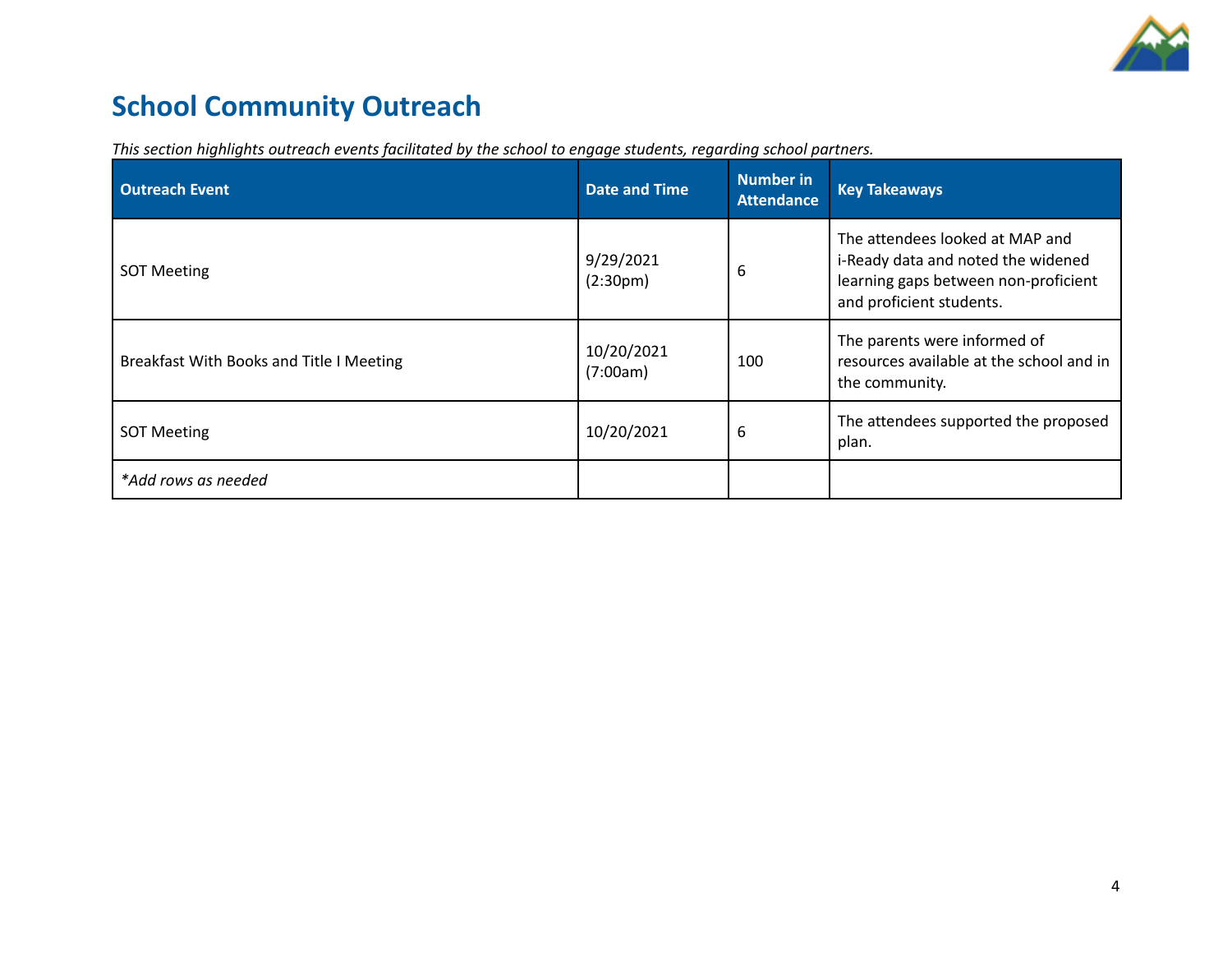# School Community Outreach

*This section highlights outreach events facilitated by the school to engage students, regarding school partners.*

| Outreach Event | Date and Time | Number in Attendance | Key Takeaways |
|---|---|---|---|
| SOT Meeting | 9/29/2021 (2:30pm) | 6 | The attendees looked at MAP and i-Ready data and noted the widened learning gaps between non-proficient and proficient students. |
| Breakfast With Books and Title I Meeting | 10/20/2021 (7:00am) | 100 | The parents were informed of resources available at the school and in the community. |
| SOT Meeting | 10/20/2021 | 6 | The attendees supported the proposed plan. |
| *\*Add rows as needed* | | | |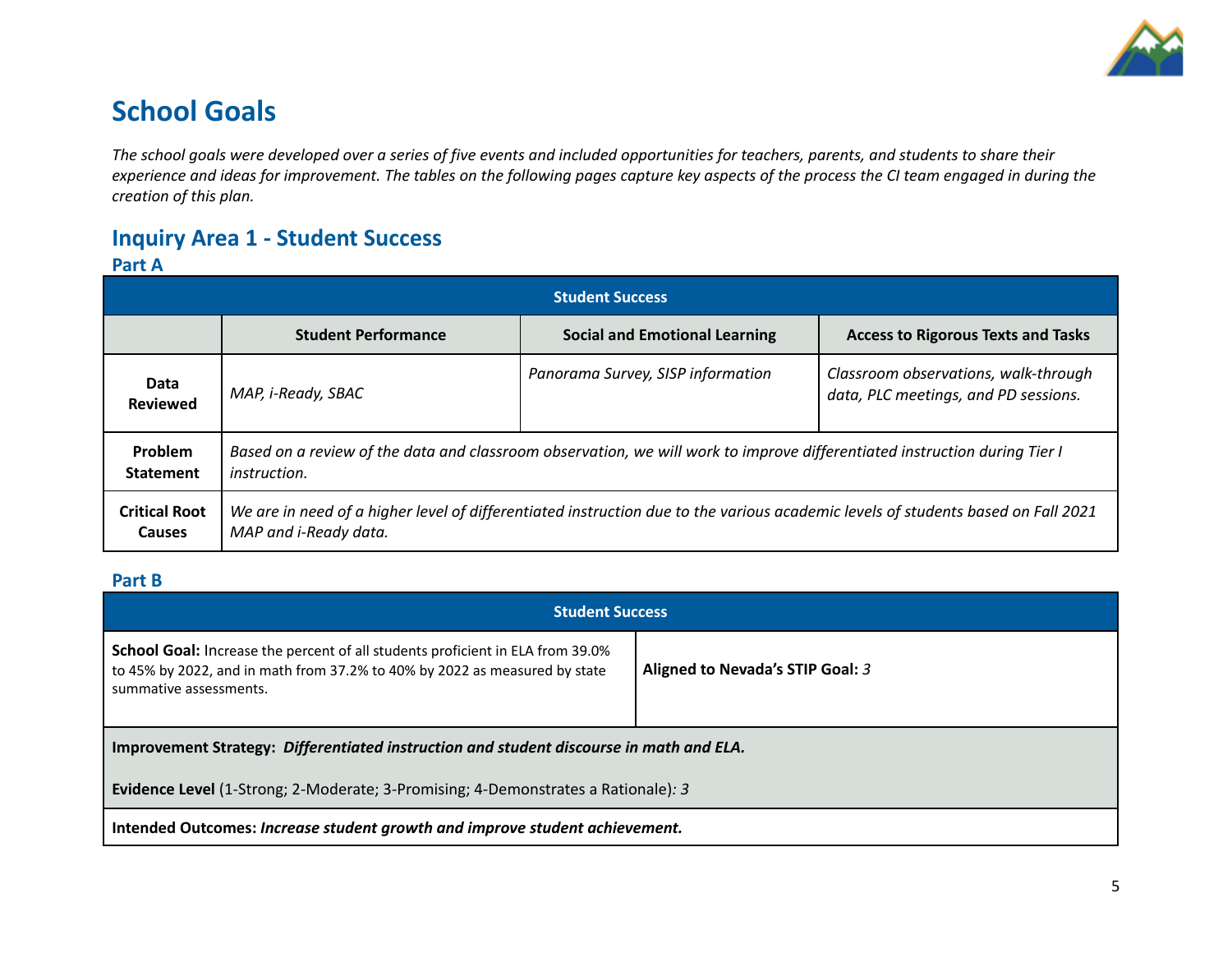# School Goals

*The school goals were developed over a series of five events and included opportunities for teachers, parents, and students to share their experience and ideas for improvement. The tables on the following pages capture key aspects of the process the CI team engaged in during the creation of this plan.*

## Inquiry Area 1 - Student Success

### Part A

| Student Success | | | |
|---|---|---|---|
| | **Student Performance** | **Social and Emotional Learning** | **Access to Rigorous Texts and Tasks** |
| **Data Reviewed** | *MAP, i-Ready, SBAC* | *Panorama Survey, SISP information* | *Classroom observations, walk-through data, PLC meetings, and PD sessions.* |
| **Problem Statement** | *Based on a review of the data and classroom observation, we will work to improve differentiated instruction during Tier I instruction.* | | |
| **Critical Root Causes** | *We are in need of a higher level of differentiated instruction due to the various academic levels of students based on Fall 2021 MAP and i-Ready data.* | | |

### Part B

| Student Success | |
|---|---|
| **School Goal:** Increase the percent of all students proficient in ELA from 39.0% to 45% by 2022, and in math from 37.2% to 40% by 2022 as measured by state summative assessments. | **Aligned to Nevada's STIP Goal:** *3* |
| **Improvement Strategy:** ***Differentiated instruction and student discourse in math and ELA.*** <br><br> **Evidence Level** (1-Strong; 2-Moderate; 3-Promising; 4-Demonstrates a Rationale)*: 3* | |
| **Intended Outcomes:** ***Increase student growth and improve student achievement.*** | |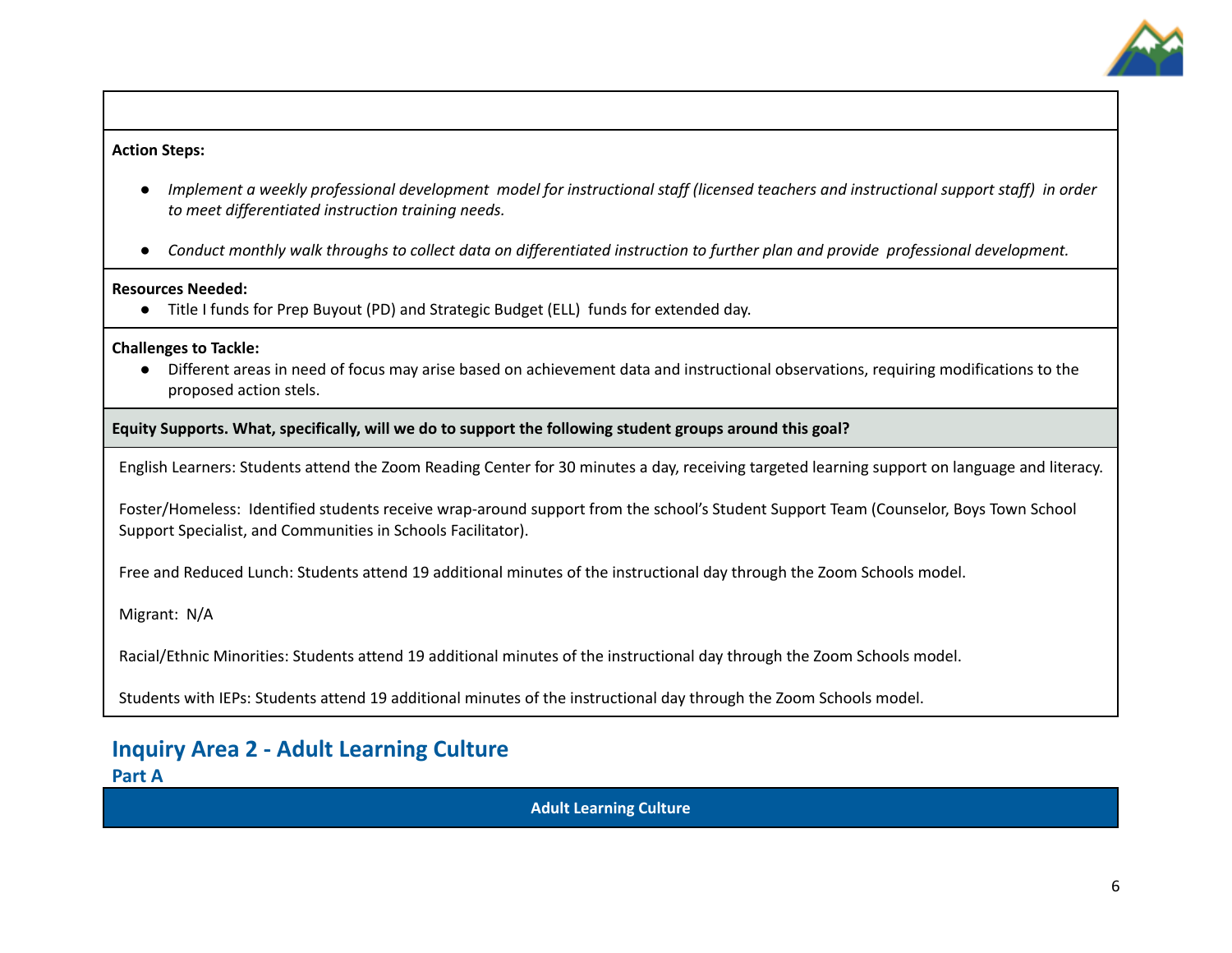**Action Steps:**

- *Implement a weekly professional development model for instructional staff (licensed teachers and instructional support staff) in order to meet differentiated instruction training needs.*
- *Conduct monthly walk throughs to collect data on differentiated instruction to further plan and provide professional development.*

**Resources Needed:**

- Title I funds for Prep Buyout (PD) and Strategic Budget (ELL) funds for extended day.

**Challenges to Tackle:**

- Different areas in need of focus may arise based on achievement data and instructional observations, requiring modifications to the proposed action stels.

**Equity Supports. What, specifically, will we do to support the following student groups around this goal?**

English Learners: Students attend the Zoom Reading Center for 30 minutes a day, receiving targeted learning support on language and literacy.

Foster/Homeless: Identified students receive wrap-around support from the school's Student Support Team (Counselor, Boys Town School Support Specialist, and Communities in Schools Facilitator).

Free and Reduced Lunch: Students attend 19 additional minutes of the instructional day through the Zoom Schools model.

Migrant: N/A

Racial/Ethnic Minorities: Students attend 19 additional minutes of the instructional day through the Zoom Schools model.

Students with IEPs: Students attend 19 additional minutes of the instructional day through the Zoom Schools model.

## Inquiry Area 2 - Adult Learning Culture

### Part A

**Adult Learning Culture**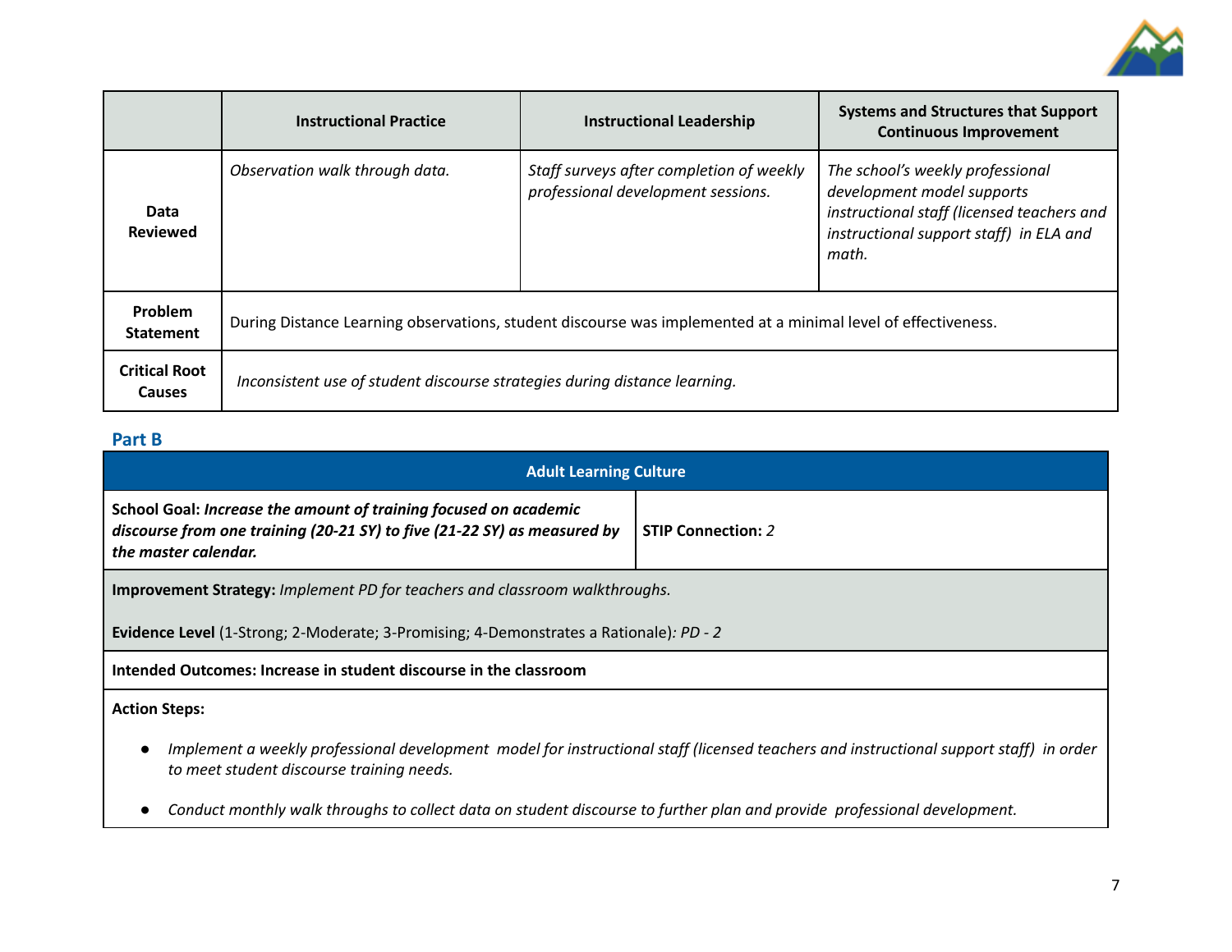| | Instructional Practice | Instructional Leadership | Systems and Structures that Support Continuous Improvement |
|---|---|---|---|
| **Data Reviewed** | *Observation walk through data.* | *Staff surveys after completion of weekly professional development sessions.* | *The school's weekly professional development model supports instructional staff (licensed teachers and instructional support staff) in ELA and math.* |
| **Problem Statement** | During Distance Learning observations, student discourse was implemented at a minimal level of effectiveness. | | |
| **Critical Root Causes** | *Inconsistent use of student discourse strategies during distance learning.* | | |

## Part B

| Adult Learning Culture | |
|---|---|
| **School Goal: *Increase the amount of training focused on academic discourse from one training (20-21 SY) to five (21-22 SY) as measured by the master calendar.*** | **STIP Connection:** *2* |
| **Improvement Strategy:** *Implement PD for teachers and classroom walkthroughs.*<br><br>**Evidence Level** (1-Strong; 2-Moderate; 3-Promising; 4-Demonstrates a Rationale)*: PD - 2* | |
| **Intended Outcomes: Increase in student discourse in the classroom** | |
| **Action Steps:**<br><br>● *Implement a weekly professional development model for instructional staff (licensed teachers and instructional support staff) in order to meet student discourse training needs.*<br><br>● *Conduct monthly walk throughs to collect data on student discourse to further plan and provide professional development.* | |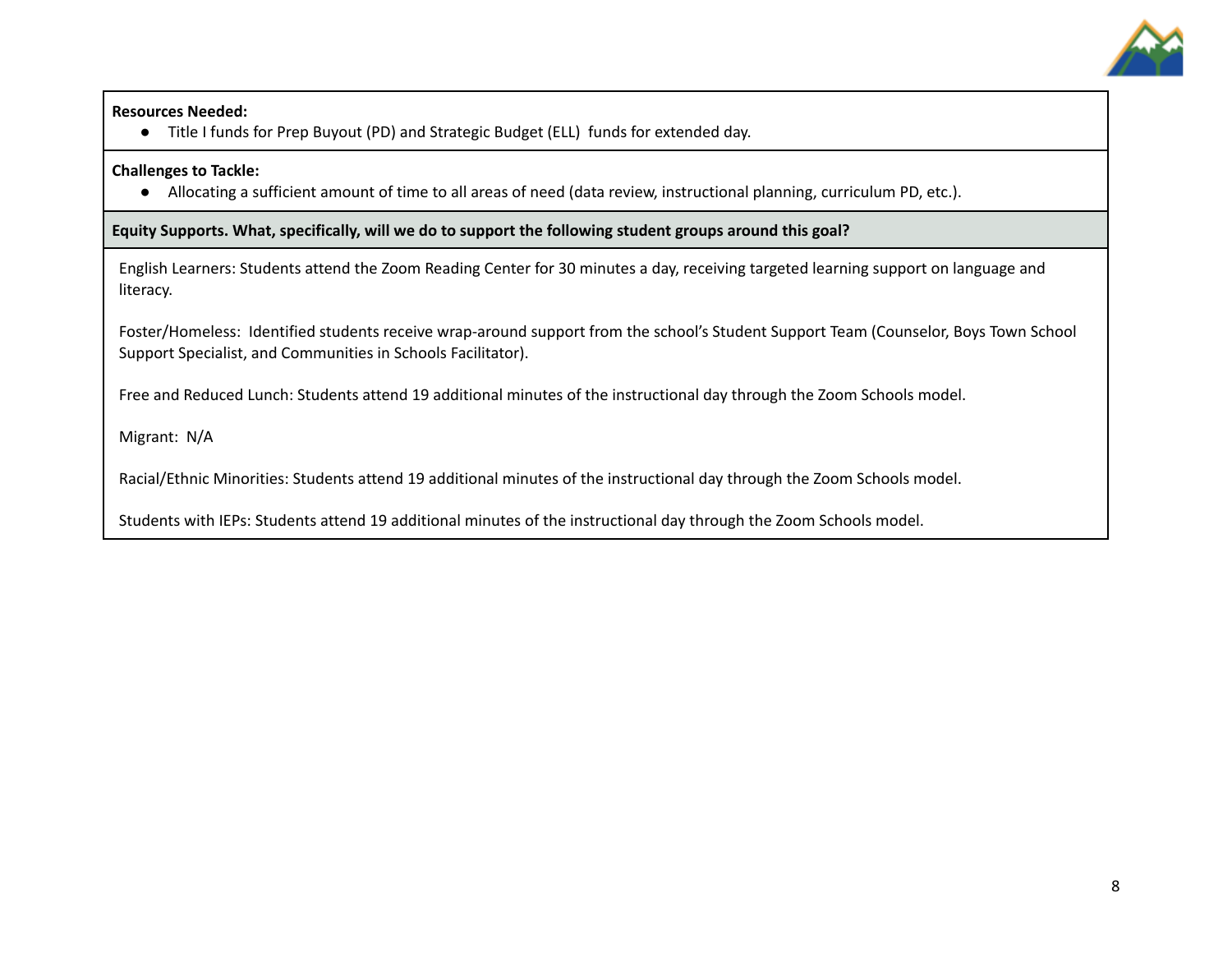**Resources Needed:**

- Title I funds for Prep Buyout (PD) and Strategic Budget (ELL) funds for extended day.

**Challenges to Tackle:**

- Allocating a sufficient amount of time to all areas of need (data review, instructional planning, curriculum PD, etc.).

**Equity Supports. What, specifically, will we do to support the following student groups around this goal?**

English Learners: Students attend the Zoom Reading Center for 30 minutes a day, receiving targeted learning support on language and literacy.

Foster/Homeless: Identified students receive wrap-around support from the school's Student Support Team (Counselor, Boys Town School Support Specialist, and Communities in Schools Facilitator).

Free and Reduced Lunch: Students attend 19 additional minutes of the instructional day through the Zoom Schools model.

Migrant: N/A

Racial/Ethnic Minorities: Students attend 19 additional minutes of the instructional day through the Zoom Schools model.

Students with IEPs: Students attend 19 additional minutes of the instructional day through the Zoom Schools model.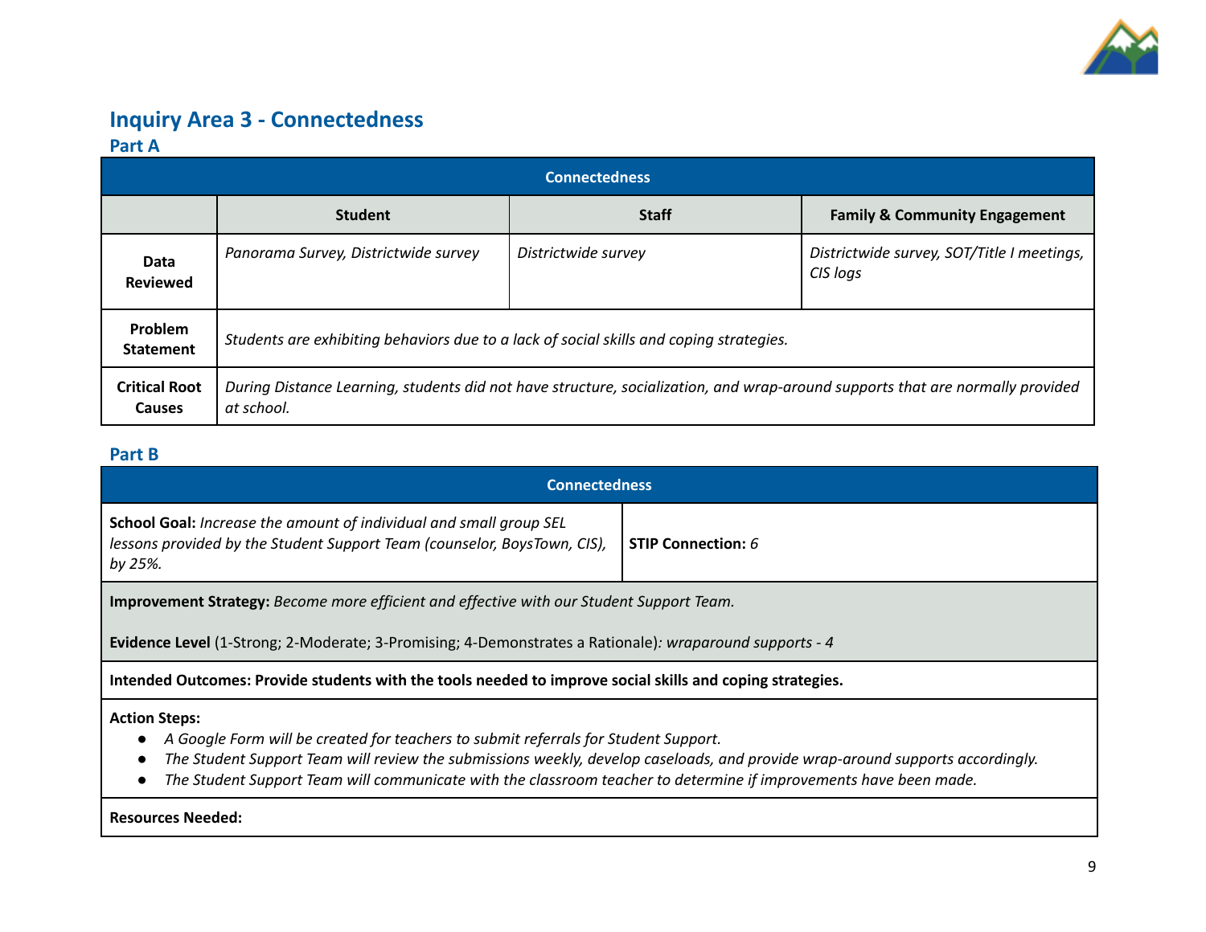## Inquiry Area 3 - Connectedness

### Part A

| Connectedness | | | |
|---|---|---|---|
| | **Student** | **Staff** | **Family & Community Engagement** |
| **Data Reviewed** | *Panorama Survey, Districtwide survey* | *Districtwide survey* | *Districtwide survey, SOT/Title I meetings, CIS logs* |
| **Problem Statement** | *Students are exhibiting behaviors due to a lack of social skills and coping strategies.* | | |
| **Critical Root Causes** | *During Distance Learning, students did not have structure, socialization, and wrap-around supports that are normally provided at school.* | | |

### Part B

| Connectedness | |
|---|---|
| **School Goal:** *Increase the amount of individual and small group SEL lessons provided by the Student Support Team (counselor, BoysTown, CIS), by 25%.* | **STIP Connection:** *6* |
| **Improvement Strategy:** *Become more efficient and effective with our Student Support Team.*<br><br>**Evidence Level** (1-Strong; 2-Moderate; 3-Promising; 4-Demonstrates a Rationale)*: wraparound supports - 4* | |
| **Intended Outcomes: Provide students with the tools needed to improve social skills and coping strategies.** | |
| **Action Steps:**<br>● *A Google Form will be created for teachers to submit referrals for Student Support.*<br>● *The Student Support Team will review the submissions weekly, develop caseloads, and provide wrap-around supports accordingly.*<br>● *The Student Support Team will communicate with the classroom teacher to determine if improvements have been made.* | |
| **Resources Needed:** | |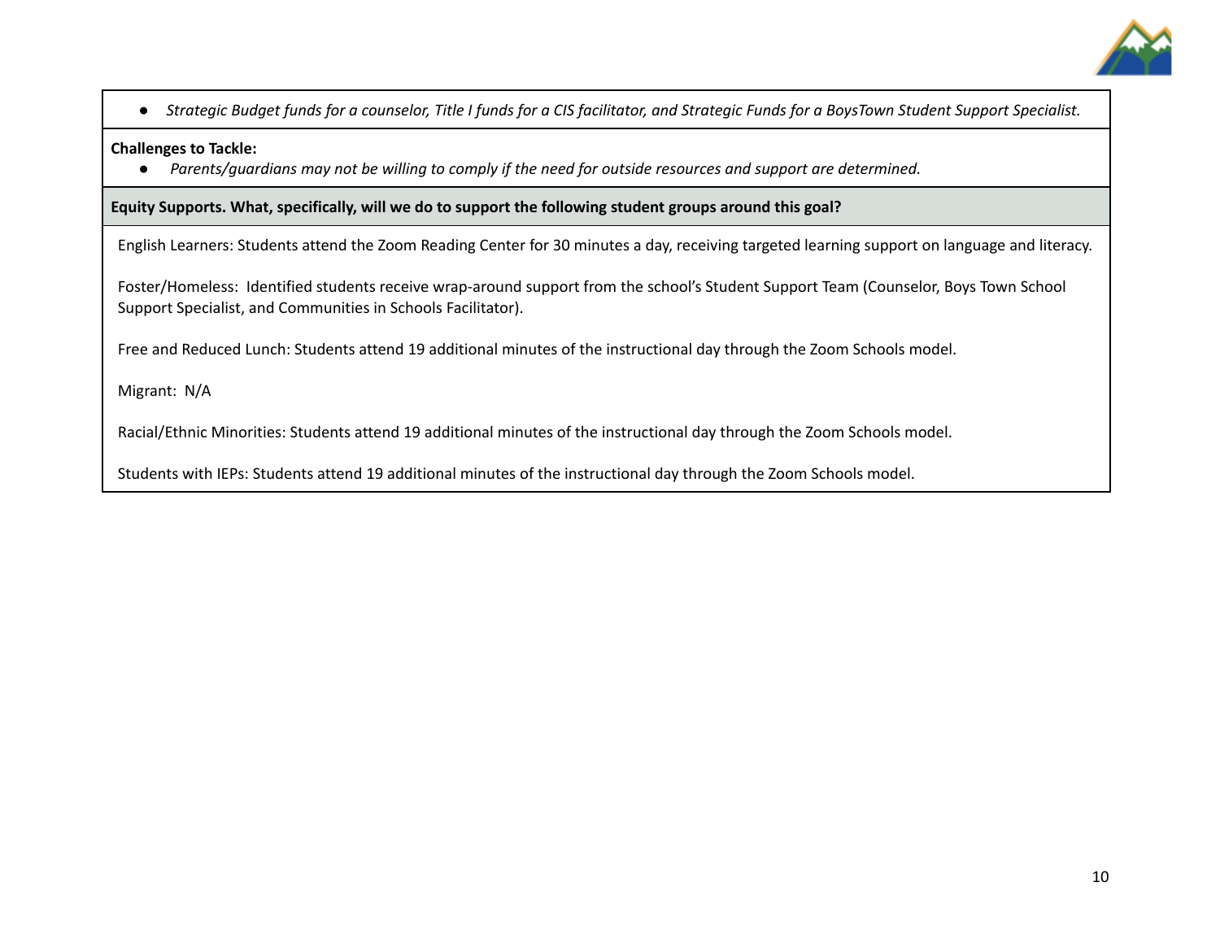- *Strategic Budget funds for a counselor, Title I funds for a CIS facilitator, and Strategic Funds for a BoysTown Student Support Specialist.*

**Challenges to Tackle:**

- *Parents/guardians may not be willing to comply if the need for outside resources and support are determined.*

**Equity Supports. What, specifically, will we do to support the following student groups around this goal?**

English Learners: Students attend the Zoom Reading Center for 30 minutes a day, receiving targeted learning support on language and literacy.

Foster/Homeless: Identified students receive wrap-around support from the school's Student Support Team (Counselor, Boys Town School Support Specialist, and Communities in Schools Facilitator).

Free and Reduced Lunch: Students attend 19 additional minutes of the instructional day through the Zoom Schools model.

Migrant: N/A

Racial/Ethnic Minorities: Students attend 19 additional minutes of the instructional day through the Zoom Schools model.

Students with IEPs: Students attend 19 additional minutes of the instructional day through the Zoom Schools model.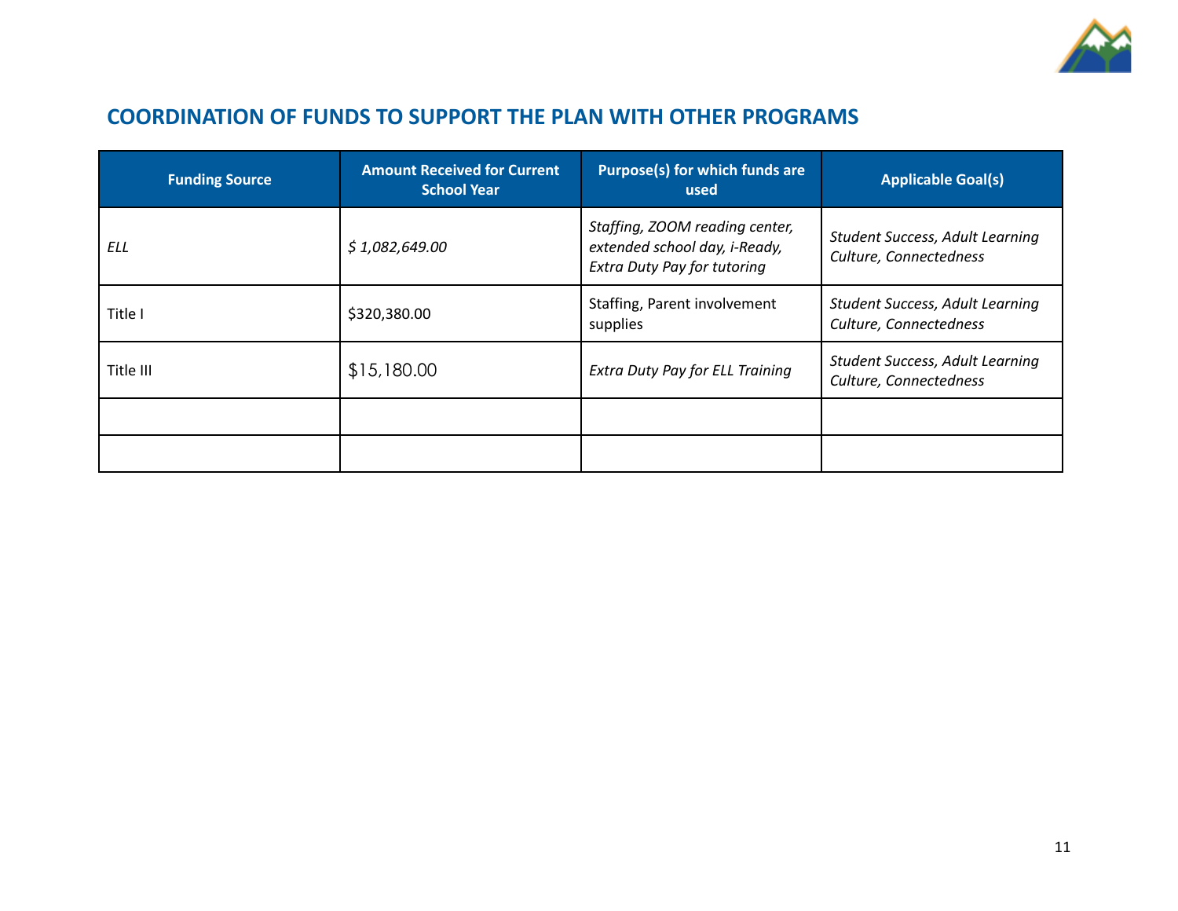## COORDINATION OF FUNDS TO SUPPORT THE PLAN WITH OTHER PROGRAMS

| Funding Source | Amount Received for Current School Year | Purpose(s) for which funds are used | Applicable Goal(s) |
|---|---|---|---|
| *ELL* | *$ 1,082,649.00* | *Staffing, ZOOM reading center, extended school day, i-Ready, Extra Duty Pay for tutoring* | *Student Success, Adult Learning Culture, Connectedness* |
| Title I | $320,380.00 | Staffing, Parent involvement supplies | *Student Success, Adult Learning Culture, Connectedness* |
| Title III | $15,180.00 | *Extra Duty Pay for ELL Training* | *Student Success, Adult Learning Culture, Connectedness* |
| | | | |
| | | | |